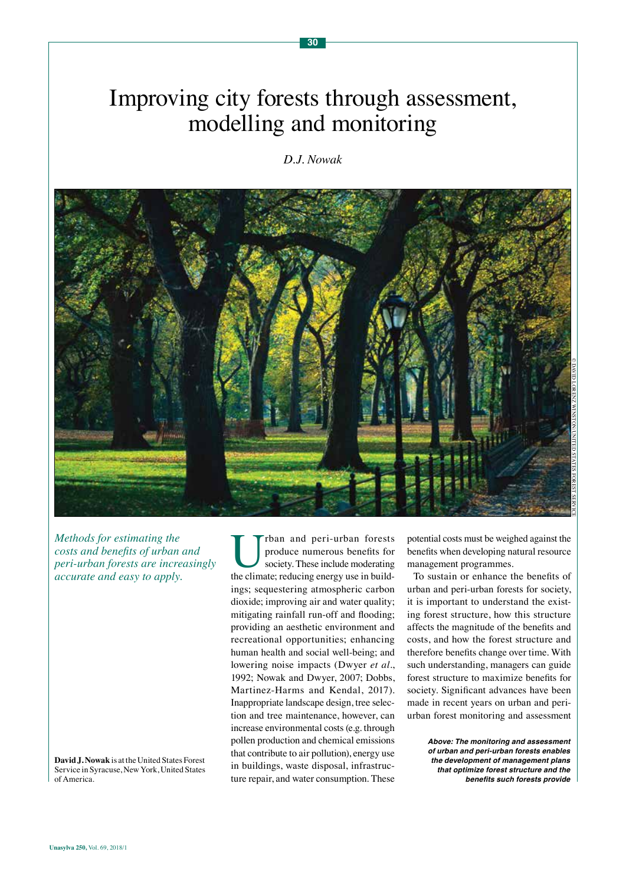# Improving city forests through assessment, modelling and monitoring

*D.J. Nowak*

© DAVID LORENZ WINSTON/UNITED STATES FOREST SERVICE

*Above: The monitoring and assessment of urban and peri-urban forests enables the development of management plans that optimize forest structure and the benefits such forests provide*

*Methods for estimating the costs and benefits of urban and peri-urban forests are increasingly accurate and easy to apply.*

**David J. Nowak** is at the United States Forest Service in Syracuse, New York, United States of America.

Urban and peri-urban forests produce numerous benefits for society. These include moderating the climate; reducing energy use in buildings; sequestering atmospheric carbon dioxide; improving air and water quality; mitigating rainfall run-off and flooding; providing an aesthetic environment and recreational opportunities; enhancing human health and social well-being; and lowering noise impacts (Dwyer *et al*., 1992; Nowak and Dwyer, 2007; Dobbs, Martinez-Harms and Kendal, 2017). Inappropriate landscape design, tree selection and tree maintenance, however, can increase environmental costs (e.g. through pollen production and chemical emissions that contribute to air pollution), energy use in buildings, waste disposal, infrastructure repair, and water consumption. These potential costs must be weighed against the benefits when developing natural resource management programmes.

To sustain or enhance the benefits of urban and peri-urban forests for society, it is important to understand the existing forest structure, how this structure affects the magnitude of the benefits and costs, and how the forest structure and therefore benefits change over time. With such understanding, managers can guide forest structure to maximize benefits for society. Significant advances have been made in recent years on urban and peri-urban forest monitoring and assessment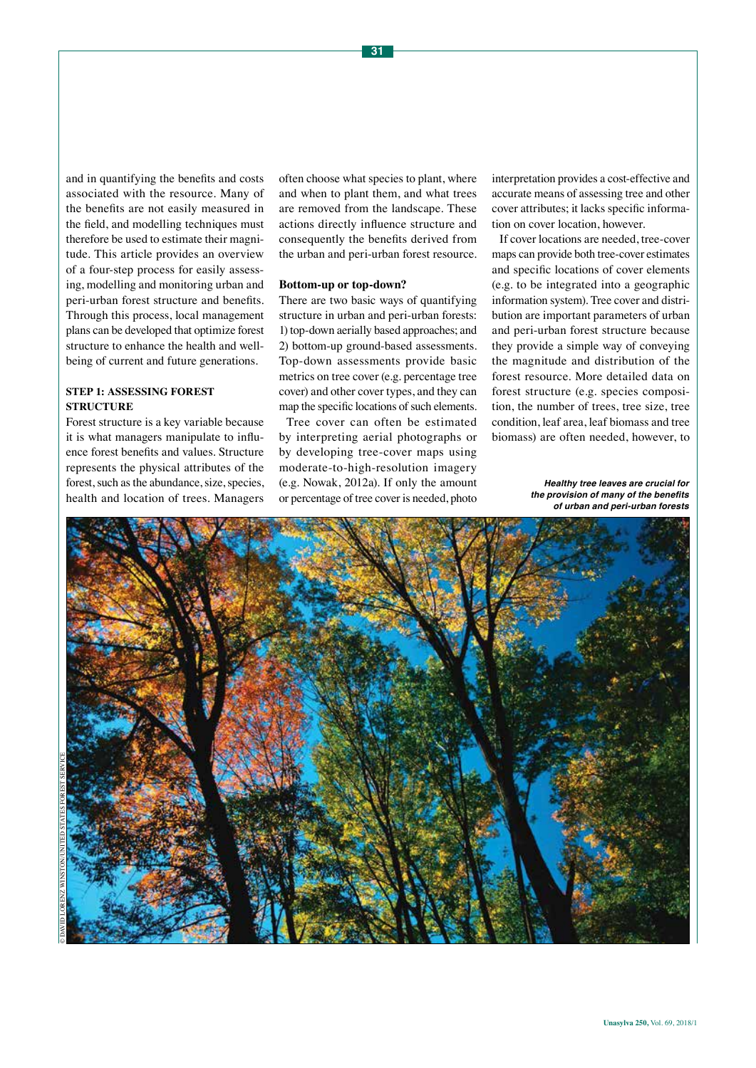and in quantifying the benefits and costs associated with the resource. Many of the benefits are not easily measured in the field, and modelling techniques must therefore be used to estimate their magnitude. This article provides an overview of a four-step process for easily assessing, modelling and monitoring urban and peri-urban forest structure and benefits. Through this process, local management plans can be developed that optimize forest structure to enhance the health and well-being of current and future generations.

## STEP 1: ASSESSING FOREST STRUCTURE

Forest structure is a key variable because it is what managers manipulate to influence forest benefits and values. Structure represents the physical attributes of the forest, such as the abundance, size, species, health and location of trees. Managers often choose what species to plant, where and when to plant them, and what trees are removed from the landscape. These actions directly influence structure and consequently the benefits derived from the urban and peri-urban forest resource.

### Bottom-up or top-down?

There are two basic ways of quantifying structure in urban and peri-urban forests: 1) top-down aerially based approaches; and 2) bottom-up ground-based assessments. Top-down assessments provide basic metrics on tree cover (e.g. percentage tree cover) and other cover types, and they can map the specific locations of such elements.

Tree cover can often be estimated by interpreting aerial photographs or by developing tree-cover maps using moderate-to-high-resolution imagery (e.g. Nowak, 2012a). If only the amount or percentage of tree cover is needed, photo interpretation provides a cost-effective and accurate means of assessing tree and other cover attributes; it lacks specific information on cover location, however.

If cover locations are needed, tree-cover maps can provide both tree-cover estimates and specific locations of cover elements (e.g. to be integrated into a geographic information system). Tree cover and distribution are important parameters of urban and peri-urban forest structure because they provide a simple way of conveying the magnitude and distribution of the forest resource. More detailed data on forest structure (e.g. species composition, the number of trees, tree size, tree condition, leaf area, leaf biomass and tree biomass) are often needed, however, to

*Healthy tree leaves are crucial for the provision of many of the benefits of urban and peri-urban forests*

© DAVID LORENZ WINSTON/UNITED STATES FOREST SERVICE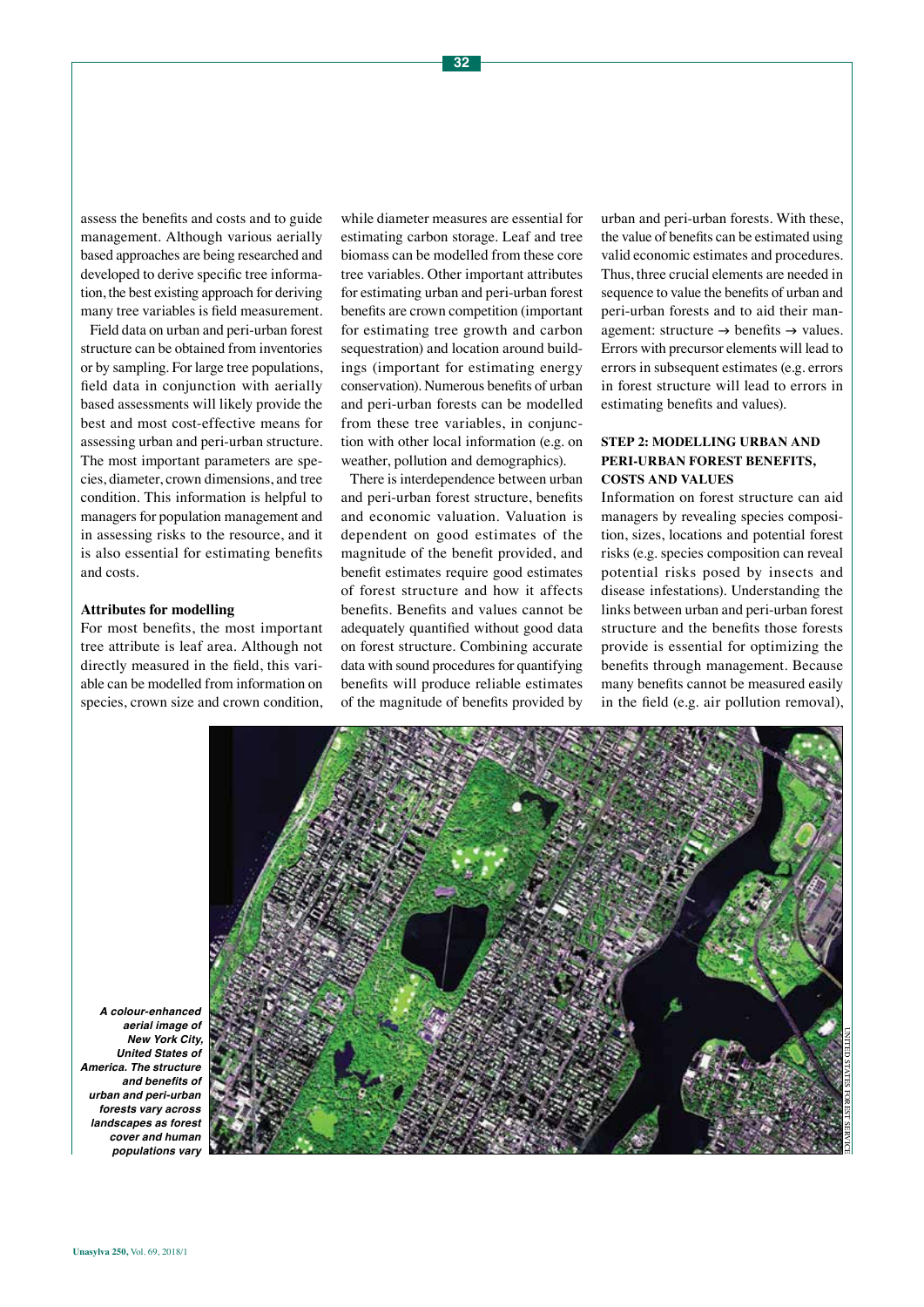assess the benefits and costs and to guide management. Although various aerially based approaches are being researched and developed to derive specific tree information, the best existing approach for deriving many tree variables is field measurement.

Field data on urban and peri-urban forest structure can be obtained from inventories or by sampling. For large tree populations, field data in conjunction with aerially based assessments will likely provide the best and most cost-effective means for assessing urban and peri-urban structure. The most important parameters are species, diameter, crown dimensions, and tree condition. This information is helpful to managers for population management and in assessing risks to the resource, and it is also essential for estimating benefits and costs.

### Attributes for modelling

For most benefits, the most important tree attribute is leaf area. Although not directly measured in the field, this variable can be modelled from information on species, crown size and crown condition, while diameter measures are essential for estimating carbon storage. Leaf and tree biomass can be modelled from these core tree variables. Other important attributes for estimating urban and peri-urban forest benefits are crown competition (important for estimating tree growth and carbon sequestration) and location around buildings (important for estimating energy conservation). Numerous benefits of urban and peri-urban forests can be modelled from these tree variables, in conjunction with other local information (e.g. on weather, pollution and demographics).

There is interdependence between urban and peri-urban forest structure, benefits and economic valuation. Valuation is dependent on good estimates of the magnitude of the benefit provided, and benefit estimates require good estimates of forest structure and how it affects benefits. Benefits and values cannot be adequately quantified without good data on forest structure. Combining accurate data with sound procedures for quantifying benefits will produce reliable estimates of the magnitude of benefits provided by urban and peri-urban forests. With these, the value of benefits can be estimated using valid economic estimates and procedures. Thus, three crucial elements are needed in sequence to value the benefits of urban and peri-urban forests and to aid their management: structure → benefits → values. Errors with precursor elements will lead to errors in subsequent estimates (e.g. errors in forest structure will lead to errors in estimating benefits and values).

## STEP 2: MODELLING URBAN AND PERI-URBAN FOREST BENEFITS, COSTS AND VALUES

Information on forest structure can aid managers by revealing species composition, sizes, locations and potential forest risks (e.g. species composition can reveal potential risks posed by insects and disease infestations). Understanding the links between urban and peri-urban forest structure and the benefits those forests provide is essential for optimizing the benefits through management. Because many benefits cannot be measured easily in the field (e.g. air pollution removal),

***A colour-enhanced aerial image of New York City, United States of America. The structure and benefits of urban and peri-urban forests vary across landscapes as forest cover and human populations vary***

UNITED STATES FOREST SERVICE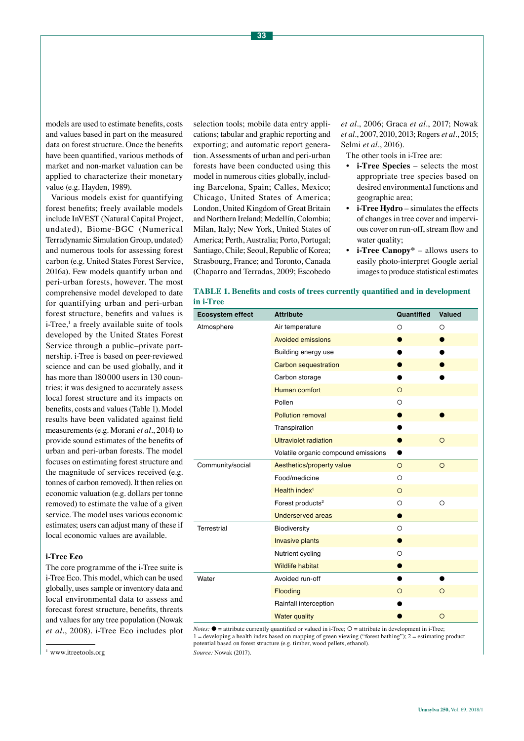models are used to estimate benefits, costs and values based in part on the measured data on forest structure. Once the benefits have been quantified, various methods of market and non-market valuation can be applied to characterize their monetary value (e.g. Hayden, 1989).

Various models exist for quantifying forest benefits; freely available models include InVEST (Natural Capital Project, undated), Biome-BGC (Numerical Terradynamic Simulation Group, undated) and numerous tools for assessing forest carbon (e.g. United States Forest Service, 2016a). Few models quantify urban and peri-urban forests, however. The most comprehensive model developed to date for quantifying urban and peri-urban forest structure, benefits and values is i-Tree,[1] a freely available suite of tools developed by the United States Forest Service through a public–private partnership. i-Tree is based on peer-reviewed science and can be used globally, and it has more than 180 000 users in 130 countries; it was designed to accurately assess local forest structure and its impacts on benefits, costs and values (Table 1). Model results have been validated against field measurements (e.g. Morani *et al*., 2014) to provide sound estimates of the benefits of urban and peri-urban forests. The model focuses on estimating forest structure and the magnitude of services received (e.g. tonnes of carbon removed). It then relies on economic valuation (e.g. dollars per tonne removed) to estimate the value of a given service. The model uses various economic estimates; users can adjust many of these if local economic values are available.

### i-Tree Eco

The core programme of the i-Tree suite is i-Tree Eco. This model, which can be used globally, uses sample or inventory data and local environmental data to assess and forecast forest structure, benefits, threats and values for any tree population (Nowak *et al*., 2008). i-Tree Eco includes plot selection tools; mobile data entry applications; tabular and graphic reporting and exporting; and automatic report generation. Assessments of urban and peri-urban forests have been conducted using this model in numerous cities globally, including Barcelona, Spain; Calles, Mexico; Chicago, United States of America; London, United Kingdom of Great Britain and Northern Ireland; Medellín, Colombia; Milan, Italy; New York, United States of America; Perth, Australia; Porto, Portugal; Santiago, Chile; Seoul, Republic of Korea; Strasbourg, France; and Toronto, Canada (Chaparro and Terradas, 2009; Escobedo *et al*., 2006; Graca *et al*., 2017; Nowak *et al*., 2007, 2010, 2013; Rogers *et al*., 2015; Selmi *et al*., 2016).

The other tools in i-Tree are:

- **i-Tree Species** – selects the most appropriate tree species based on desired environmental functions and geographic area;
- **i-Tree Hydro** – simulates the effects of changes in tree cover and impervious cover on run-off, stream flow and water quality;
- **i-Tree Canopy*** – allows users to easily photo-interpret Google aerial images to produce statistical estimates

**TABLE 1. Benefits and costs of trees currently quantified and in development in i-Tree**

| Ecosystem effect | Attribute | Quantified | Valued |
|---|---|---|---|
| Atmosphere | Air temperature | ○ | ○ |
| | Avoided emissions | ● | ● |
| | Building energy use | ● | ● |
| | Carbon sequestration | ● | ● |
| | Carbon storage | ● | ● |
| | Human comfort | ○ | |
| | Pollen | ○ | |
| | Pollution removal | ● | ● |
| | Transpiration | ● | |
| | Ultraviolet radiation | ● | ○ |
| | Volatile organic compound emissions | ● | |
| Community/social | Aesthetics/property value | ○ | ○ |
| | Food/medicine | ○ | |
| | Health index[1] | ○ | |
| | Forest products[2] | ○ | ○ |
| | Underserved areas | ● | |
| Terrestrial | Biodiversity | ○ | |
| | Invasive plants | ● | |
| | Nutrient cycling | ○ | |
| | Wildlife habitat | ● | |
| Water | Avoided run-off | ● | ● |
| | Flooding | ○ | ○ |
| | Rainfall interception | ● | |
| | Water quality | ● | ○ |

*Notes:* ● = attribute currently quantified or valued in i-Tree; ○ = attribute in development in i-Tree; 1 = developing a health index based on mapping of green viewing ("forest bathing"); 2 = estimating product potential based on forest structure (e.g. timber, wood pellets, ethanol).

*Source:* Nowak (2017).

[1] www.itreetools.org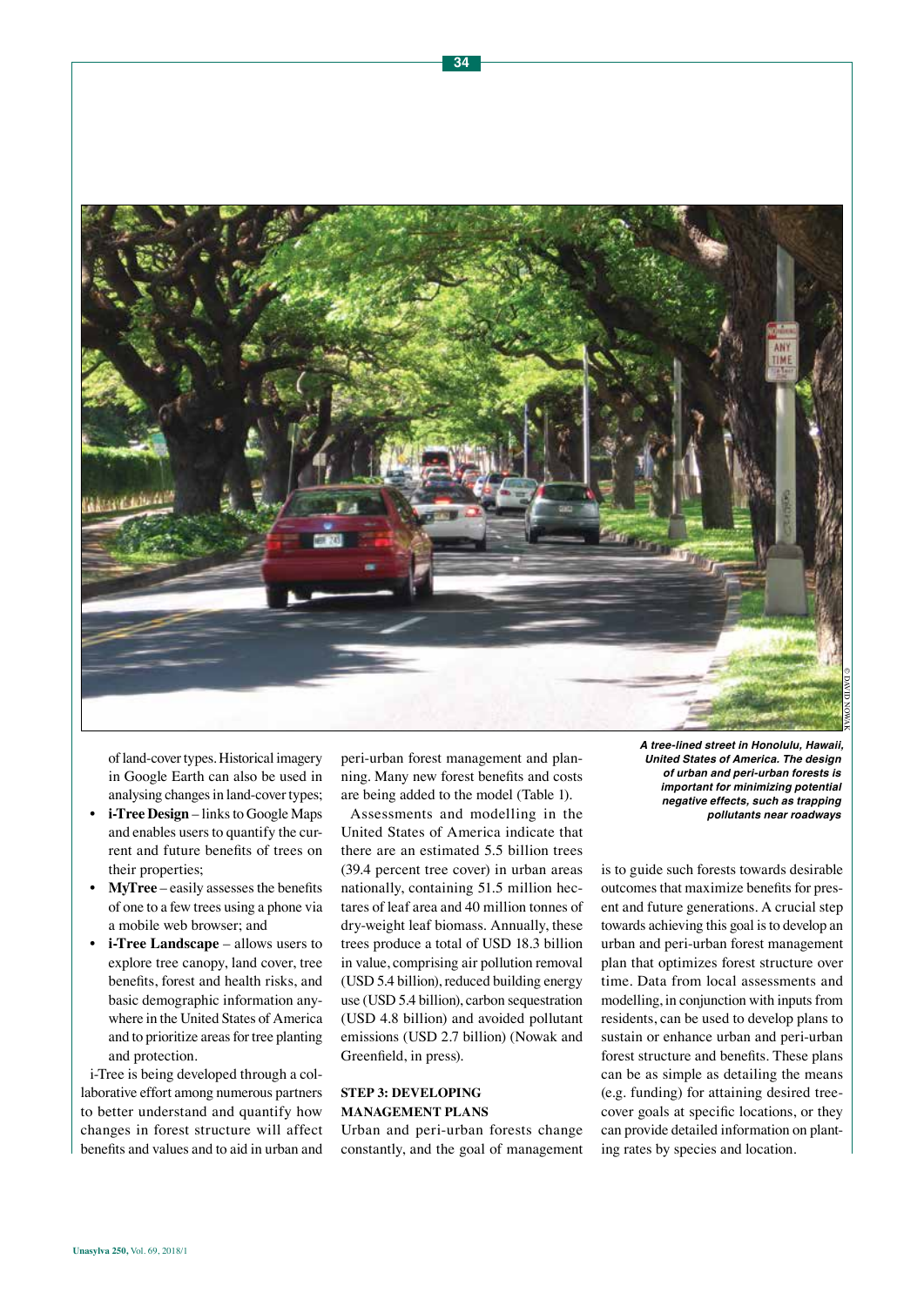of land-cover types. Historical imagery in Google Earth can also be used in analysing changes in land-cover types;

- **i-Tree Design** – links to Google Maps and enables users to quantify the current and future benefits of trees on their properties;
- **MyTree** – easily assesses the benefits of one to a few trees using a phone via a mobile web browser; and
- **i-Tree Landscape** – allows users to explore tree canopy, land cover, tree benefits, forest and health risks, and basic demographic information anywhere in the United States of America and to prioritize areas for tree planting and protection.

i-Tree is being developed through a collaborative effort among numerous partners to better understand and quantify how changes in forest structure will affect benefits and values and to aid in urban and peri-urban forest management and planning. Many new forest benefits and costs are being added to the model (Table 1).

Assessments and modelling in the United States of America indicate that there are an estimated 5.5 billion trees (39.4 percent tree cover) in urban areas nationally, containing 51.5 million hectares of leaf area and 40 million tonnes of dry-weight leaf biomass. Annually, these trees produce a total of USD 18.3 billion in value, comprising air pollution removal (USD 5.4 billion), reduced building energy use (USD 5.4 billion), carbon sequestration (USD 4.8 billion) and avoided pollutant emissions (USD 2.7 billion) (Nowak and Greenfield, in press).

### STEP 3: DEVELOPING MANAGEMENT PLANS

Urban and peri-urban forests change constantly, and the goal of management is to guide such forests towards desirable outcomes that maximize benefits for present and future generations. A crucial step towards achieving this goal is to develop an urban and peri-urban forest management plan that optimizes forest structure over time. Data from local assessments and modelling, in conjunction with inputs from residents, can be used to develop plans to sustain or enhance urban and peri-urban forest structure and benefits. These plans can be as simple as detailing the means (e.g. funding) for attaining desired tree-cover goals at specific locations, or they can provide detailed information on planting rates by species and location.

*A tree-lined street in Honolulu, Hawaii, United States of America. The design of urban and peri-urban forests is important for minimizing potential negative effects, such as trapping pollutants near roadways*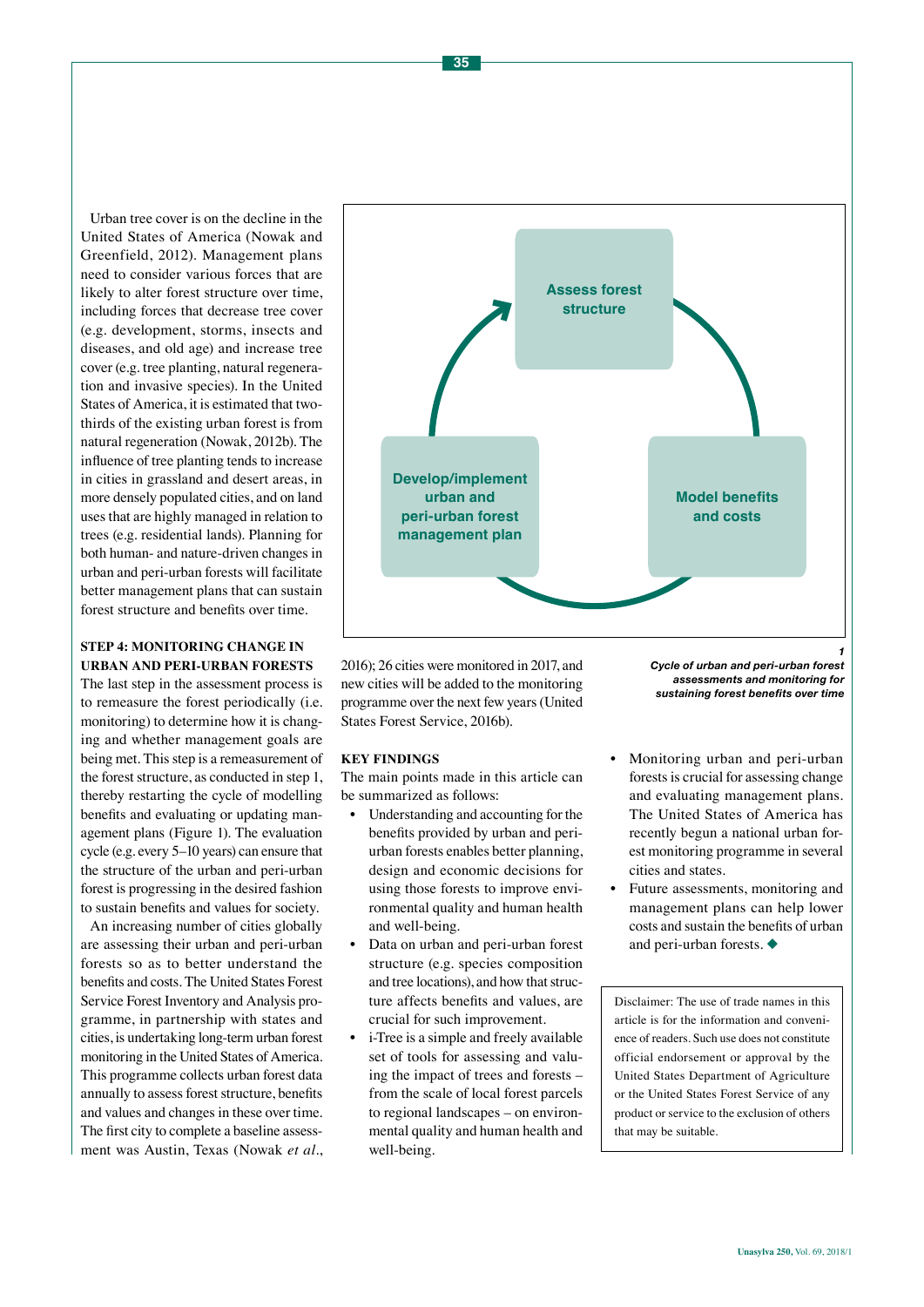Urban tree cover is on the decline in the United States of America (Nowak and Greenfield, 2012). Management plans need to consider various forces that are likely to alter forest structure over time, including forces that decrease tree cover (e.g. development, storms, insects and diseases, and old age) and increase tree cover (e.g. tree planting, natural regeneration and invasive species). In the United States of America, it is estimated that two-thirds of the existing urban forest is from natural regeneration (Nowak, 2012b). The influence of tree planting tends to increase in cities in grassland and desert areas, in more densely populated cities, and on land uses that are highly managed in relation to trees (e.g. residential lands). Planning for both human- and nature-driven changes in urban and peri-urban forests will facilitate better management plans that can sustain forest structure and benefits over time.

### STEP 4: MONITORING CHANGE IN URBAN AND PERI-URBAN FORESTS

The last step in the assessment process is to remeasure the forest periodically (i.e. monitoring) to determine how it is changing and whether management goals are being met. This step is a remeasurement of the forest structure, as conducted in step 1, thereby restarting the cycle of modelling benefits and evaluating or updating management plans (Figure 1). The evaluation cycle (e.g. every 5–10 years) can ensure that the structure of the urban and peri-urban forest is progressing in the desired fashion to sustain benefits and values for society.

An increasing number of cities globally are assessing their urban and peri-urban forests so as to better understand the benefits and costs. The United States Forest Service Forest Inventory and Analysis programme, in partnership with states and cities, is undertaking long-term urban forest monitoring in the United States of America. This programme collects urban forest data annually to assess forest structure, benefits and values and changes in these over time. The first city to complete a baseline assessment was Austin, Texas (Nowak *et al*., 2016); 26 cities were monitored in 2017, and new cities will be added to the monitoring programme over the next few years (United States Forest Service, 2016b).

Assess forest structure → Model benefits and costs → Develop/implement urban and peri-urban forest management plan → Assess forest structure

**1**
***Cycle of urban and peri-urban forest assessments and monitoring for sustaining forest benefits over time***

### KEY FINDINGS

The main points made in this article can be summarized as follows:

- Understanding and accounting for the benefits provided by urban and peri-urban forests enables better planning, design and economic decisions for using those forests to improve environmental quality and human health and well-being.
- Data on urban and peri-urban forest structure (e.g. species composition and tree locations), and how that structure affects benefits and values, are crucial for such improvement.
- i-Tree is a simple and freely available set of tools for assessing and valuing the impact of trees and forests – from the scale of local forest parcels to regional landscapes – on environmental quality and human health and well-being.
- Monitoring urban and peri-urban forests is crucial for assessing change and evaluating management plans. The United States of America has recently begun a national urban forest monitoring programme in several cities and states.
- Future assessments, monitoring and management plans can help lower costs and sustain the benefits of urban and peri-urban forests. ◆

Disclaimer: The use of trade names in this article is for the information and convenience of readers. Such use does not constitute official endorsement or approval by the United States Department of Agriculture or the United States Forest Service of any product or service to the exclusion of others that may be suitable.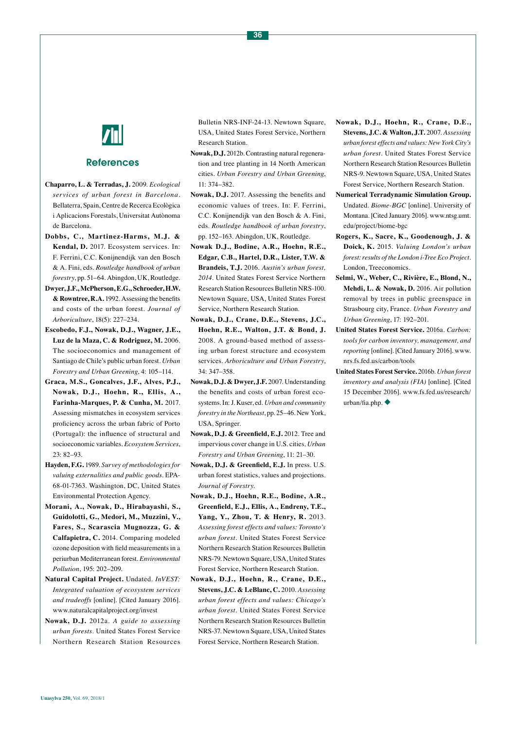## References

**Chaparro, L. & Terradas, J.** 2009. *Ecological services of urban forest in Barcelona*. Bellaterra, Spain, Centre de Recerca Ecològica i Aplicacions Forestals, Universitat Autònoma de Barcelona.

**Dobbs, C., Martinez-Harms, M.J. & Kendal, D.** 2017. Ecosystem services. In: F. Ferrini, C.C. Konijnendijk van den Bosch & A. Fini, eds. *Routledge handbook of urban forestry*, pp. 51–64. Abingdon, UK, Routledge.

**Dwyer, J.F., McPherson, E.G., Schroeder, H.W. & Rowntree, R.A.** 1992. Assessing the benefits and costs of the urban forest. *Journal of Arboriculture*, 18(5): 227–234.

**Escobedo, F.J., Nowak, D.J., Wagner, J.E., Luz de la Maza, C. & Rodriguez, M.** 2006. The socioeconomics and management of Santiago de Chile's public urban forest. *Urban Forestry and Urban Greening*, 4: 105–114.

**Graca, M.S., Goncalves, J.F., Alves, P.J., Nowak, D.J., Hoehn, R., Ellis, A., Farinha-Marques, P. & Cunha, M.** 2017. Assessing mismatches in ecosystem services proficiency across the urban fabric of Porto (Portugal): the influence of structural and socioeconomic variables. *Ecosystem Services*, 23: 82–93.

**Hayden, F.G.** 1989. *Survey of methodologies for valuing externalities and public goods*. EPA-68-01-7363. Washington, DC, United States Environmental Protection Agency.

**Morani, A., Nowak, D., Hirabayashi, S., Guidolotti, G., Medori, M., Muzzini, V., Fares, S., Scarascia Mugnozza, G. & Calfapietra, C.** 2014. Comparing modeled ozone deposition with field measurements in a periurban Mediterranean forest. *Environmental Pollution*, 195: 202–209.

**Natural Capital Project.** Undated. *InVEST: Integrated valuation of ecosystem services and tradeoffs* [online]. [Cited January 2016]. www.naturalcapitalproject.org/invest

**Nowak, D.J.** 2012a. *A guide to assessing urban forests*. United States Forest Service Northern Research Station Resources Bulletin NRS-INF-24-13. Newtown Square, USA, United States Forest Service, Northern Research Station.

**Nowak, D.J.** 2012b. Contrasting natural regeneration and tree planting in 14 North American cities. *Urban Forestry and Urban Greening*, 11: 374–382.

**Nowak, D.J.** 2017. Assessing the benefits and economic values of trees. In: F. Ferrini, C.C. Konijnendijk van den Bosch & A. Fini, eds. *Routledge handbook of urban forestry*, pp. 152–163. Abingdon, UK, Routledge.

**Nowak D.J., Bodine, A.R., Hoehn, R.E., Edgar, C.B., Hartel, D.R., Lister, T.W. & Brandeis, T.J.** 2016. *Austin's urban forest, 2014*. United States Forest Service Northern Research Station Resources Bulletin NRS-100. Newtown Square, USA, United States Forest Service, Northern Research Station.

**Nowak, D.J., Crane, D.E., Stevens, J.C., Hoehn, R.E., Walton, J.T. & Bond, J.** 2008. A ground-based method of assessing urban forest structure and ecosystem services. *Arboriculture and Urban Forestry*, 34: 347–358.

**Nowak, D.J. & Dwyer, J.F.** 2007. Understanding the benefits and costs of urban forest ecosystems. In: J. Kuser, ed. *Urban and community forestry in the Northeast*, pp. 25–46. New York, USA, Springer.

**Nowak, D.J. & Greenfield, E.J.** 2012. Tree and impervious cover change in U.S. cities. *Urban Forestry and Urban Greening*, 11: 21–30.

**Nowak, D.J. & Greenfield, E.J.** In press. U.S. urban forest statistics, values and projections. *Journal of Forestry*.

**Nowak, D.J., Hoehn, R.E., Bodine, A.R., Greenfield, E.J., Ellis, A., Endreny, T.E., Yang, Y., Zhou, T. & Henry, R.** 2013. *Assessing forest effects and values: Toronto's urban forest*. United States Forest Service Northern Research Station Resources Bulletin NRS-79. Newtown Square, USA, United States Forest Service, Northern Research Station.

**Nowak, D.J., Hoehn, R., Crane, D.E., Stevens, J.C. & LeBlanc, C.** 2010. *Assessing urban forest effects and values: Chicago's urban forest*. United States Forest Service Northern Research Station Resources Bulletin NRS-37. Newtown Square, USA, United States Forest Service, Northern Research Station.

**Nowak, D.J., Hoehn, R., Crane, D.E., Stevens, J.C. & Walton, J.T.** 2007. *Assessing urban forest effects and values: New York City's urban forest*. United States Forest Service Northern Research Station Resources Bulletin NRS-9. Newtown Square, USA, United States Forest Service, Northern Research Station.

**Numerical Terradynamic Simulation Group.** Undated. *Biome-BGC* [online]. University of Montana. [Cited January 2016]. www.ntsg.umt.edu/project/biome-bgc

**Rogers, K., Sacre, K., Goodenough, J. & Doick, K.** 2015. *Valuing London's urban forest: results of the London i-Tree Eco Project*. London, Treeconomics.

**Selmi, W., Weber, C., Rivière, E., Blond, N., Mehdi, L. & Nowak, D.** 2016. Air pollution removal by trees in public greenspace in Strasbourg city, France. *Urban Forestry and Urban Greening*, 17: 192–201.

**United States Forest Service.** 2016a. *Carbon: tools for carbon inventory, management, and reporting* [online]. [Cited January 2016]. www.nrs.fs.fed.us/carbon/tools

**United States Forest Service.** 2016b. *Urban forest inventory and analysis (FIA)* [online]. [Cited 15 December 2016]. www.fs.fed.us/research/urban/fia.php. ◆